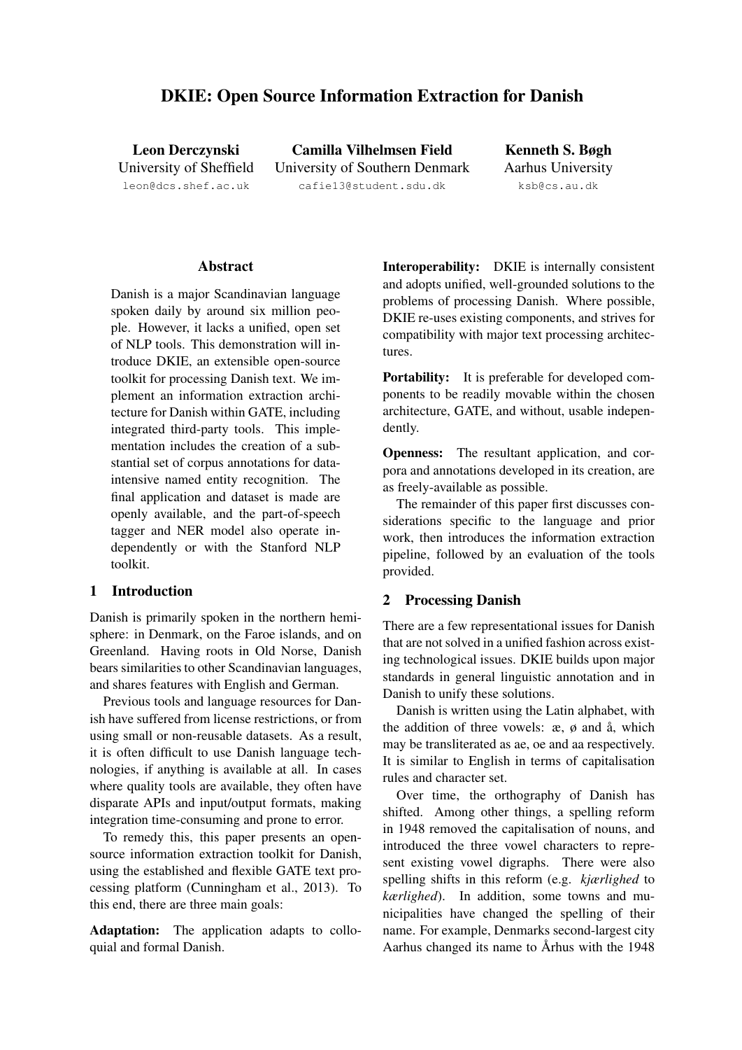# DKIE: Open Source Information Extraction for Danish

**Leon Derczynski**
University of Sheffield
leon@dcs.shef.ac.uk

**Camilla Vilhelmsen Field**
University of Southern Denmark
cafie13@student.sdu.dk

**Kenneth S. Bøgh**
Aarhus University
ksb@cs.au.dk

## Abstract

Danish is a major Scandinavian language spoken daily by around six million people. However, it lacks a unified, open set of NLP tools. This demonstration will introduce DKIE, an extensible open-source toolkit for processing Danish text. We implement an information extraction architecture for Danish within GATE, including integrated third-party tools. This implementation includes the creation of a substantial set of corpus annotations for data-intensive named entity recognition. The final application and dataset is made are openly available, and the part-of-speech tagger and NER model also operate independently or with the Stanford NLP toolkit.

## 1 Introduction

Danish is primarily spoken in the northern hemisphere: in Denmark, on the Faroe islands, and on Greenland. Having roots in Old Norse, Danish bears similarities to other Scandinavian languages, and shares features with English and German.

Previous tools and language resources for Danish have suffered from license restrictions, or from using small or non-reusable datasets. As a result, it is often difficult to use Danish language technologies, if anything is available at all. In cases where quality tools are available, they often have disparate APIs and input/output formats, making integration time-consuming and prone to error.

To remedy this, this paper presents an open-source information extraction toolkit for Danish, using the established and flexible GATE text processing platform (Cunningham et al., 2013). To this end, there are three main goals:

**Adaptation:** The application adapts to colloquial and formal Danish.

**Interoperability:** DKIE is internally consistent and adopts unified, well-grounded solutions to the problems of processing Danish. Where possible, DKIE re-uses existing components, and strives for compatibility with major text processing architectures.

**Portability:** It is preferable for developed components to be readily movable within the chosen architecture, GATE, and without, usable independently.

**Openness:** The resultant application, and corpora and annotations developed in its creation, are as freely-available as possible.

The remainder of this paper first discusses considerations specific to the language and prior work, then introduces the information extraction pipeline, followed by an evaluation of the tools provided.

## 2 Processing Danish

There are a few representational issues for Danish that are not solved in a unified fashion across existing technological issues. DKIE builds upon major standards in general linguistic annotation and in Danish to unify these solutions.

Danish is written using the Latin alphabet, with the addition of three vowels: æ, ø and å, which may be transliterated as ae, oe and aa respectively. It is similar to English in terms of capitalisation rules and character set.

Over time, the orthography of Danish has shifted. Among other things, a spelling reform in 1948 removed the capitalisation of nouns, and introduced the three vowel characters to represent existing vowel digraphs. There were also spelling shifts in this reform (e.g. *kjærlighed* to *kærlighed*). In addition, some towns and municipalities have changed the spelling of their name. For example, Denmarks second-largest city Aarhus changed its name to Århus with the 1948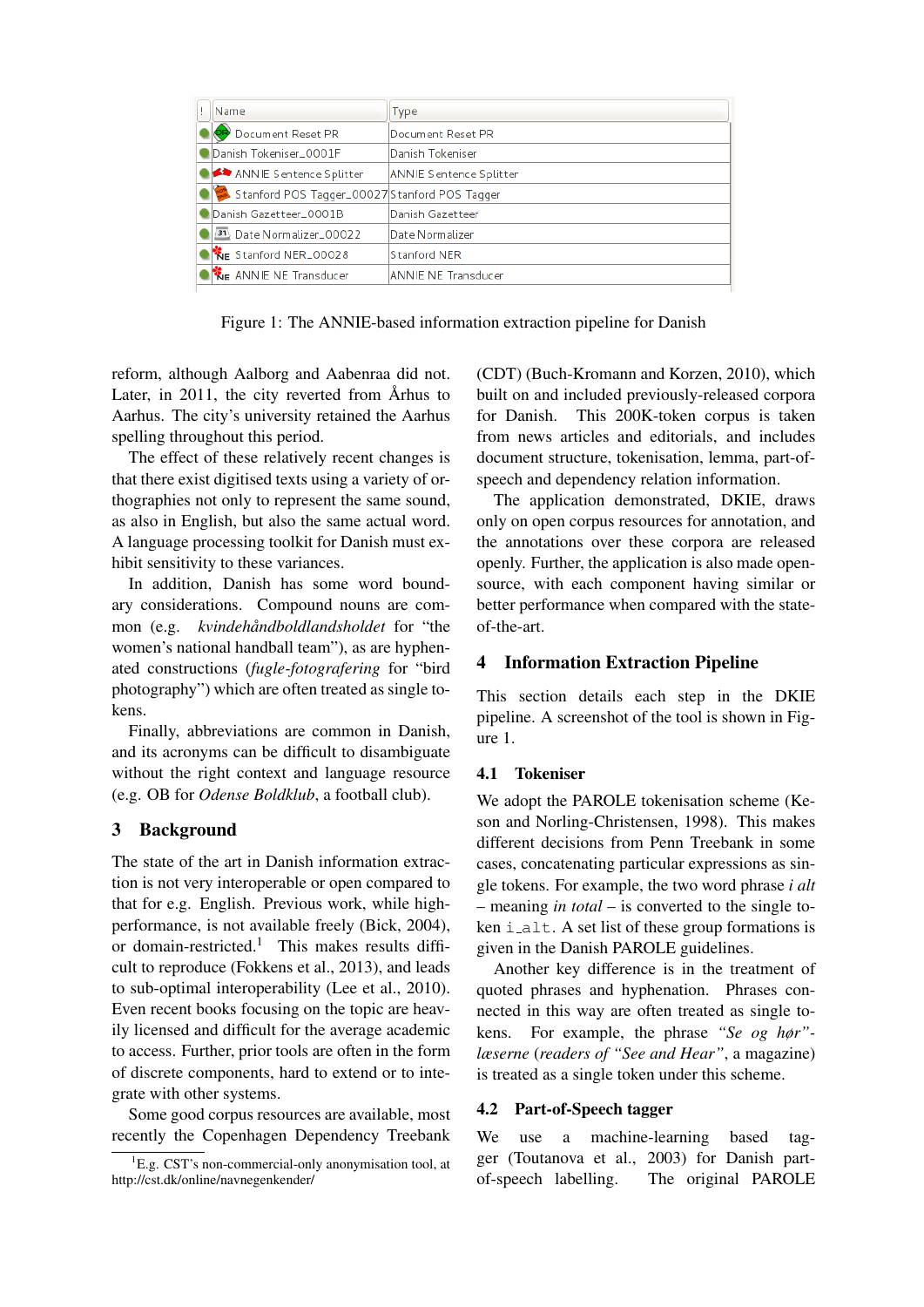| ! | Name | Type |
|---|---|---|
| ● | Document Reset PR | Document Reset PR |
| ● | Danish Tokeniser_0001F | Danish Tokeniser |
| ● | ANNIE Sentence Splitter | ANNIE Sentence Splitter |
| ● | Stanford POS Tagger_00027 | Stanford POS Tagger |
| ● | Danish Gazetteer_0001B | Danish Gazetteer |
| ● | Date Normalizer_00022 | Date Normalizer |
| ● | Stanford NER_00028 | Stanford NER |
| ● | ANNIE NE Transducer | ANNIE NE Transducer |

Figure 1: The ANNIE-based information extraction pipeline for Danish

reform, although Aalborg and Aabenraa did not. Later, in 2011, the city reverted from Århus to Aarhus. The city's university retained the Aarhus spelling throughout this period.

The effect of these relatively recent changes is that there exist digitised texts using a variety of orthographies not only to represent the same sound, as also in English, but also the same actual word. A language processing toolkit for Danish must exhibit sensitivity to these variances.

In addition, Danish has some word boundary considerations. Compound nouns are common (e.g. *kvindehåndboldlandsholdet* for "the women's national handball team"), as are hyphenated constructions (*fugle-fotografering* for "bird photography") which are often treated as single tokens.

Finally, abbreviations are common in Danish, and its acronyms can be difficult to disambiguate without the right context and language resource (e.g. OB for *Odense Boldklub*, a football club).

## 3 Background

The state of the art in Danish information extraction is not very interoperable or open compared to that for e.g. English. Previous work, while high-performance, is not available freely (Bick, 2004), or domain-restricted.[1] This makes results difficult to reproduce (Fokkens et al., 2013), and leads to sub-optimal interoperability (Lee et al., 2010). Even recent books focusing on the topic are heavily licensed and difficult for the average academic to access. Further, prior tools are often in the form of discrete components, hard to extend or to integrate with other systems.

Some good corpus resources are available, most recently the Copenhagen Dependency Treebank (CDT) (Buch-Kromann and Korzen, 2010), which built on and included previously-released corpora for Danish. This 200K-token corpus is taken from news articles and editorials, and includes document structure, tokenisation, lemma, part-of-speech and dependency relation information.

The application demonstrated, DKIE, draws only on open corpus resources for annotation, and the annotations over these corpora are released openly. Further, the application is also made open-source, with each component having similar or better performance when compared with the state-of-the-art.

## 4 Information Extraction Pipeline

This section details each step in the DKIE pipeline. A screenshot of the tool is shown in Figure 1.

### 4.1 Tokeniser

We adopt the PAROLE tokenisation scheme (Keson and Norling-Christensen, 1998). This makes different decisions from Penn Treebank in some cases, concatenating particular expressions as single tokens. For example, the two word phrase *i alt* – meaning *in total* – is converted to the single token `i_alt`. A set list of these group formations is given in the Danish PAROLE guidelines.

Another key difference is in the treatment of quoted phrases and hyphenation. Phrases connected in this way are often treated as single tokens. For example, the phrase *"Se og hør"-læserne* (*readers of "See and Hear"*, a magazine) is treated as a single token under this scheme.

### 4.2 Part-of-Speech tagger

We use a machine-learning based tagger (Toutanova et al., 2003) for Danish part-of-speech labelling. The original PAROLE

[1] E.g. CST's non-commercial-only anonymisation tool, at http://cst.dk/online/navnegenkender/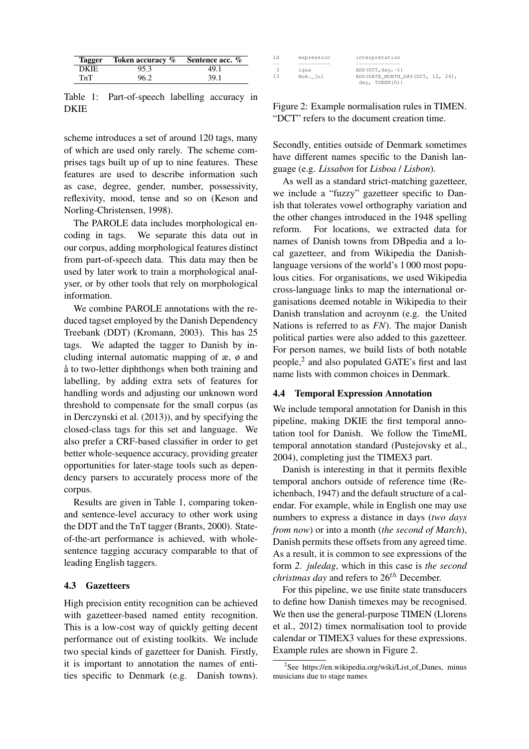| Tagger | Token accuracy % | Sentence acc. % |
| --- | --- | --- |
| DKIE | 95.3 | 49.1 |
| TnT | 96.2 | 39.1 |

Table 1: Part-of-speech labelling accuracy in DKIE

scheme introduces a set of around 120 tags, many of which are used only rarely. The scheme comprises tags built up of up to nine features. These features are used to describe information such as case, degree, gender, number, possessivity, reflexivity, mood, tense and so on (Keson and Norling-Christensen, 1998).

The PAROLE data includes morphological encoding in tags. We separate this data out in our corpus, adding morphological features distinct from part-of-speech data. This data may then be used by later work to train a morphological analyser, or by other tools that rely on morphological information.

We combine PAROLE annotations with the reduced tagset employed by the Danish Dependency Treebank (DDT) (Kromann, 2003). This has 25 tags. We adapted the tagger to Danish by including internal automatic mapping of æ, ø and å to two-letter diphthongs when both training and labelling, by adding extra sets of features for handling words and adjusting our unknown word threshold to compensate for the small corpus (as in Derczynski et al. (2013)), and by specifying the closed-class tags for this set and language. We also prefer a CRF-based classifier in order to get better whole-sequence accuracy, providing greater opportunities for later-stage tools such as dependency parsers to accurately process more of the corpus.

Results are given in Table 1, comparing token- and sentence-level accuracy to other work using the DDT and the TnT tagger (Brants, 2000). State-of-the-art performance is achieved, with whole-sentence tagging accuracy comparable to that of leading English taggers.

### 4.3 Gazetteers

High precision entity recognition can be achieved with gazetteer-based named entity recognition. This is a low-cost way of quickly getting decent performance out of existing toolkits. We include two special kinds of gazetteer for Danish. Firstly, it is important to annotation the names of entities specific to Denmark (e.g. Danish towns). Secondly, entities outside of Denmark sometimes have different names specific to the Danish language (e.g. *Lissabon* for *Lisboa* / *Lisbon*).

As well as a standard strict-matching gazetteer, we include a "fuzzy" gazetteer specific to Danish that tolerates vowel orthography variation and the other changes introduced in the 1948 spelling reform. For locations, we extracted data for names of Danish towns from DBpedia and a local gazetteer, and from Wikipedia the Danish-language versions of the world's 1 000 most populous cities. For organisations, we used Wikipedia cross-language links to map the international organisations deemed notable in Wikipedia to their Danish translation and acroynm (e.g. the United Nations is referred to as *FN*). The major Danish political parties were also added to this gazetteer. For person names, we build lists of both notable people,[2] and also populated GATE's first and last name lists with common choices in Denmark.

```
id    expression    interpretation
--    ----------    --------------
 3    igaa          ADD(DCT,day,-1)
13    Num._jul      ADD(DATE_MONTH_DAY(DCT, 12, 24),
                     day, TOKEN(0))
```

Figure 2: Example normalisation rules in TIMEN. "DCT" refers to the document creation time.

### 4.4 Temporal Expression Annotation

We include temporal annotation for Danish in this pipeline, making DKIE the first temporal annotation tool for Danish. We follow the TimeML temporal annotation standard (Pustejovsky et al., 2004), completing just the TIMEX3 part.

Danish is interesting in that it permits flexible temporal anchors outside of reference time (Reichenbach, 1947) and the default structure of a calendar. For example, while in English one may use numbers to express a distance in days (*two days from now*) or into a month (*the second of March*), Danish permits these offsets from any agreed time. As a result, it is common to see expressions of the form *2. juledag*, which in this case is *the second christmas day* and refers to $26^{th}$ December.

For this pipeline, we use finite state transducers to define how Danish timexes may be recognised. We then use the general-purpose TIMEN (Llorens et al., 2012) timex normalisation tool to provide calendar or TIMEX3 values for these expressions. Example rules are shown in Figure 2.

[2] See https://en.wikipedia.org/wiki/List_of_Danes, minus musicians due to stage names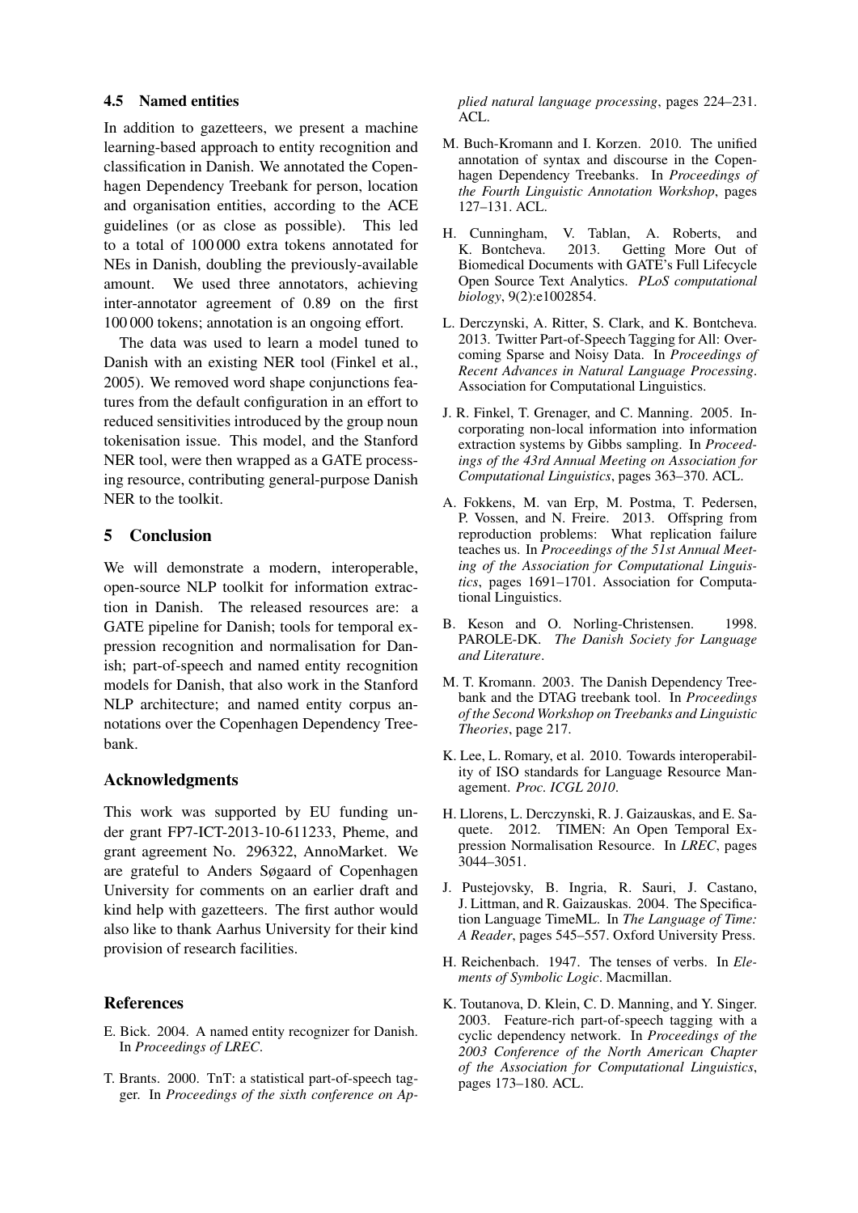### 4.5 Named entities

In addition to gazetteers, we present a machine learning-based approach to entity recognition and classification in Danish. We annotated the Copenhagen Dependency Treebank for person, location and organisation entities, according to the ACE guidelines (or as close as possible). This led to a total of 100 000 extra tokens annotated for NEs in Danish, doubling the previously-available amount. We used three annotators, achieving inter-annotator agreement of 0.89 on the first 100 000 tokens; annotation is an ongoing effort.

The data was used to learn a model tuned to Danish with an existing NER tool (Finkel et al., 2005). We removed word shape conjunctions features from the default configuration in an effort to reduced sensitivities introduced by the group noun tokenisation issue. This model, and the Stanford NER tool, were then wrapped as a GATE processing resource, contributing general-purpose Danish NER to the toolkit.

## 5 Conclusion

We will demonstrate a modern, interoperable, open-source NLP toolkit for information extraction in Danish. The released resources are: a GATE pipeline for Danish; tools for temporal expression recognition and normalisation for Danish; part-of-speech and named entity recognition models for Danish, that also work in the Stanford NLP architecture; and named entity corpus annotations over the Copenhagen Dependency Treebank.

## Acknowledgments

This work was supported by EU funding under grant FP7-ICT-2013-10-611233, Pheme, and grant agreement No. 296322, AnnoMarket. We are grateful to Anders Søgaard of Copenhagen University for comments on an earlier draft and kind help with gazetteers. The first author would also like to thank Aarhus University for their kind provision of research facilities.

## References

E. Bick. 2004. A named entity recognizer for Danish. In *Proceedings of LREC*.

T. Brants. 2000. TnT: a statistical part-of-speech tagger. In *Proceedings of the sixth conference on Applied natural language processing*, pages 224–231. ACL.

M. Buch-Kromann and I. Korzen. 2010. The unified annotation of syntax and discourse in the Copenhagen Dependency Treebanks. In *Proceedings of the Fourth Linguistic Annotation Workshop*, pages 127–131. ACL.

H. Cunningham, V. Tablan, A. Roberts, and K. Bontcheva. 2013. Getting More Out of Biomedical Documents with GATE's Full Lifecycle Open Source Text Analytics. *PLoS computational biology*, 9(2):e1002854.

L. Derczynski, A. Ritter, S. Clark, and K. Bontcheva. 2013. Twitter Part-of-Speech Tagging for All: Overcoming Sparse and Noisy Data. In *Proceedings of Recent Advances in Natural Language Processing*. Association for Computational Linguistics.

J. R. Finkel, T. Grenager, and C. Manning. 2005. Incorporating non-local information into information extraction systems by Gibbs sampling. In *Proceedings of the 43rd Annual Meeting on Association for Computational Linguistics*, pages 363–370. ACL.

A. Fokkens, M. van Erp, M. Postma, T. Pedersen, P. Vossen, and N. Freire. 2013. Offspring from reproduction problems: What replication failure teaches us. In *Proceedings of the 51st Annual Meeting of the Association for Computational Linguistics*, pages 1691–1701. Association for Computational Linguistics.

B. Keson and O. Norling-Christensen. 1998. PAROLE-DK. *The Danish Society for Language and Literature*.

M. T. Kromann. 2003. The Danish Dependency Treebank and the DTAG treebank tool. In *Proceedings of the Second Workshop on Treebanks and Linguistic Theories*, page 217.

K. Lee, L. Romary, et al. 2010. Towards interoperability of ISO standards for Language Resource Management. *Proc. ICGL 2010*.

H. Llorens, L. Derczynski, R. J. Gaizauskas, and E. Saquete. 2012. TIMEN: An Open Temporal Expression Normalisation Resource. In *LREC*, pages 3044–3051.

J. Pustejovsky, B. Ingria, R. Sauri, J. Castano, J. Littman, and R. Gaizauskas. 2004. The Specification Language TimeML. In *The Language of Time: A Reader*, pages 545–557. Oxford University Press.

H. Reichenbach. 1947. The tenses of verbs. In *Elements of Symbolic Logic*. Macmillan.

K. Toutanova, D. Klein, C. D. Manning, and Y. Singer. 2003. Feature-rich part-of-speech tagging with a cyclic dependency network. In *Proceedings of the 2003 Conference of the North American Chapter of the Association for Computational Linguistics*, pages 173–180. ACL.